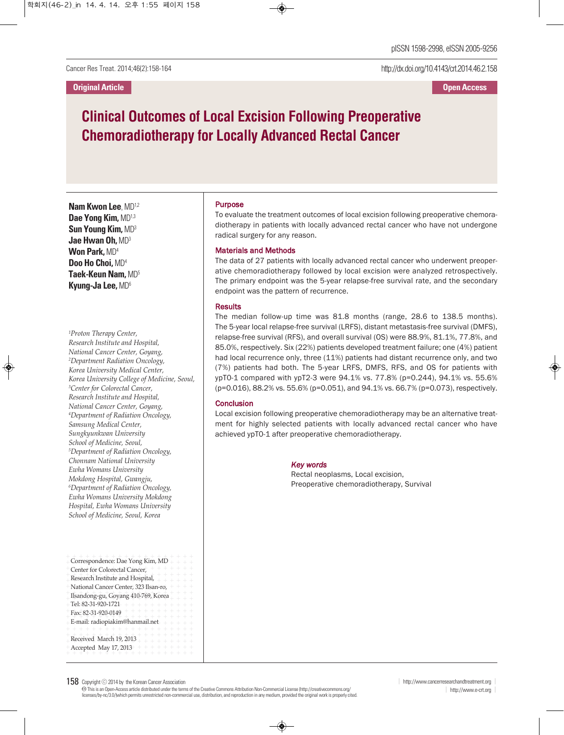Original Article

Open Access

# Clinical Outcomes of Local Excision Following Preoperative Chemoradiotherapy for Locally Advanced Rectal Cancer

**Nam Kwon Lee**, MD[1,2]
**Dae Yong Kim,** MD[1,3]
**Sun Young Kim,** MD[3]
**Jae Hwan Oh,** MD[3]
**Won Park,** MD[4]
**Doo Ho Choi,** MD[4]
**Taek-Keun Nam,** MD[5]
**Kyung-Ja Lee,** MD[6]

*[1]Proton Therapy Center, Research Institute and Hospital, National Cancer Center, Goyang, [2]Department Radiation Oncology, Korea University Medical Center, Korea University College of Medicine, Seoul, [3]Center for Colorectal Cancer, Research Institute and Hospital, National Cancer Center, Goyang, [4]Department of Radiation Oncology, Samsung Medical Center, Sungkyunkwan University School of Medicine, Seoul, [5]Department of Radiation Oncology, Chonnam National University Ewha Womans University Mokdong Hospital, Gwangju, [6]Department of Radiation Oncology, Ewha Womans University Mokdong Hospital, Ewha Womans University School of Medicine, Seoul, Korea*

Correspondence: Dae Yong Kim, MD
Center for Colorectal Cancer,
Research Institute and Hospital,
National Cancer Center, 323 Ilsan-ro,
Ilsandong-gu, Goyang 410-769, Korea
Tel: 82-31-920-1721
Fax: 82-31-920-0149
E-mail: radiopiakim@hanmail.net

Received March 19, 2013
Accepted May 17, 2013

## Purpose

To evaluate the treatment outcomes of local excision following preoperative chemoradiotherapy in patients with locally advanced rectal cancer who have not undergone radical surgery for any reason.

## Materials and Methods

The data of 27 patients with locally advanced rectal cancer who underwent preoperative chemoradiotherapy followed by local excision were analyzed retrospectively. The primary endpoint was the 5-year relapse-free survival rate, and the secondary endpoint was the pattern of recurrence.

## Results

The median follow-up time was 81.8 months (range, 28.6 to 138.5 months). The 5-year local relapse-free survival (LRFS), distant metastasis-free survival (DMFS), relapse-free survival (RFS), and overall survival (OS) were 88.9%, 81.1%, 77.8%, and 85.0%, respectively. Six (22%) patients developed treatment failure; one (4%) patient had local recurrence only, three (11%) patients had distant recurrence only, and two (7%) patients had both. The 5-year LRFS, DMFS, RFS, and OS for patients with ypT0-1 compared with ypT2-3 were 94.1% vs. 77.8% (p=0.244), 94.1% vs. 55.6% (p=0.016), 88.2% vs. 55.6% (p=0.051), and 94.1% vs. 66.7% (p=0.073), respectively.

## Conclusion

Local excision following preoperative chemoradiotherapy may be an alternative treatment for highly selected patients with locally advanced rectal cancer who have achieved ypT0-1 after preoperative chemoradiotherapy.

***Key words***

Rectal neoplasms, Local excision, Preoperative chemoradiotherapy, Survival

Copyright © 2014 by the Korean Cancer Association

This is an Open-Access article distributed under the terms of the Creative Commons Attribution Non-Commercial License (http://creativecommons.org/licenses/by-nc/3.0/)which permits unrestricted non-commercial use, distribution, and reproduction in any medium, provided the original work is properly cited.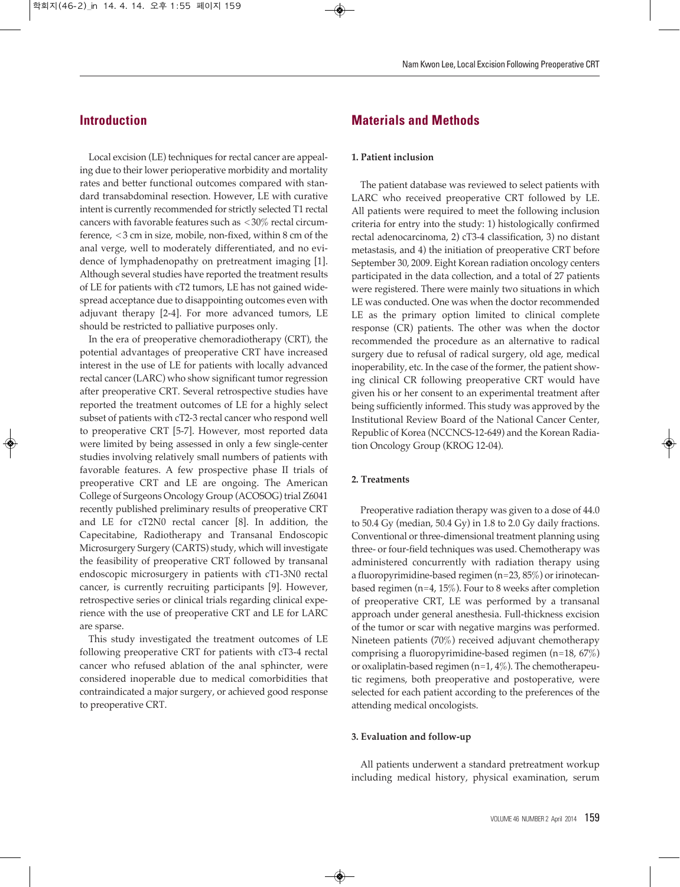## Introduction

Local excision (LE) techniques for rectal cancer are appealing due to their lower perioperative morbidity and mortality rates and better functional outcomes compared with standard transabdominal resection. However, LE with curative intent is currently recommended for strictly selected T1 rectal cancers with favorable features such as <30% rectal circumference, <3 cm in size, mobile, non-fixed, within 8 cm of the anal verge, well to moderately differentiated, and no evidence of lymphadenopathy on pretreatment imaging [1]. Although several studies have reported the treatment results of LE for patients with cT2 tumors, LE has not gained widespread acceptance due to disappointing outcomes even with adjuvant therapy [2-4]. For more advanced tumors, LE should be restricted to palliative purposes only.

In the era of preoperative chemoradiotherapy (CRT), the potential advantages of preoperative CRT have increased interest in the use of LE for patients with locally advanced rectal cancer (LARC) who show significant tumor regression after preoperative CRT. Several retrospective studies have reported the treatment outcomes of LE for a highly select subset of patients with cT2-3 rectal cancer who respond well to preoperative CRT [5-7]. However, most reported data were limited by being assessed in only a few single-center studies involving relatively small numbers of patients with favorable features. A few prospective phase II trials of preoperative CRT and LE are ongoing. The American College of Surgeons Oncology Group (ACOSOG) trial Z6041 recently published preliminary results of preoperative CRT and LE for cT2N0 rectal cancer [8]. In addition, the Capecitabine, Radiotherapy and Transanal Endoscopic Microsurgery Surgery (CARTS) study, which will investigate the feasibility of preoperative CRT followed by transanal endoscopic microsurgery in patients with cT1-3N0 rectal cancer, is currently recruiting participants [9]. However, retrospective series or clinical trials regarding clinical experience with the use of preoperative CRT and LE for LARC are sparse.

This study investigated the treatment outcomes of LE following preoperative CRT for patients with cT3-4 rectal cancer who refused ablation of the anal sphincter, were considered inoperable due to medical comorbidities that contraindicated a major surgery, or achieved good response to preoperative CRT.

## Materials and Methods

### 1. Patient inclusion

The patient database was reviewed to select patients with LARC who received preoperative CRT followed by LE. All patients were required to meet the following inclusion criteria for entry into the study: 1) histologically confirmed rectal adenocarcinoma, 2) cT3-4 classification, 3) no distant metastasis, and 4) the initiation of preoperative CRT before September 30, 2009. Eight Korean radiation oncology centers participated in the data collection, and a total of 27 patients were registered. There were mainly two situations in which LE was conducted. One was when the doctor recommended LE as the primary option limited to clinical complete response (CR) patients. The other was when the doctor recommended the procedure as an alternative to radical surgery due to refusal of radical surgery, old age, medical inoperability, etc. In the case of the former, the patient showing clinical CR following preoperative CRT would have given his or her consent to an experimental treatment after being sufficiently informed. This study was approved by the Institutional Review Board of the National Cancer Center, Republic of Korea (NCCNCS-12-649) and the Korean Radiation Oncology Group (KROG 12-04).

### 2. Treatments

Preoperative radiation therapy was given to a dose of 44.0 to 50.4 Gy (median, 50.4 Gy) in 1.8 to 2.0 Gy daily fractions. Conventional or three-dimensional treatment planning using three- or four-field techniques was used. Chemotherapy was administered concurrently with radiation therapy using a fluoropyrimidine-based regimen (n=23, 85%) or irinotecan-based regimen (n=4, 15%). Four to 8 weeks after completion of preoperative CRT, LE was performed by a transanal approach under general anesthesia. Full-thickness excision of the tumor or scar with negative margins was performed. Nineteen patients (70%) received adjuvant chemotherapy comprising a fluoropyrimidine-based regimen (n=18, 67%) or oxaliplatin-based regimen (n=1, 4%). The chemotherapeutic regimens, both preoperative and postoperative, were selected for each patient according to the preferences of the attending medical oncologists.

### 3. Evaluation and follow-up

All patients underwent a standard pretreatment workup including medical history, physical examination, serum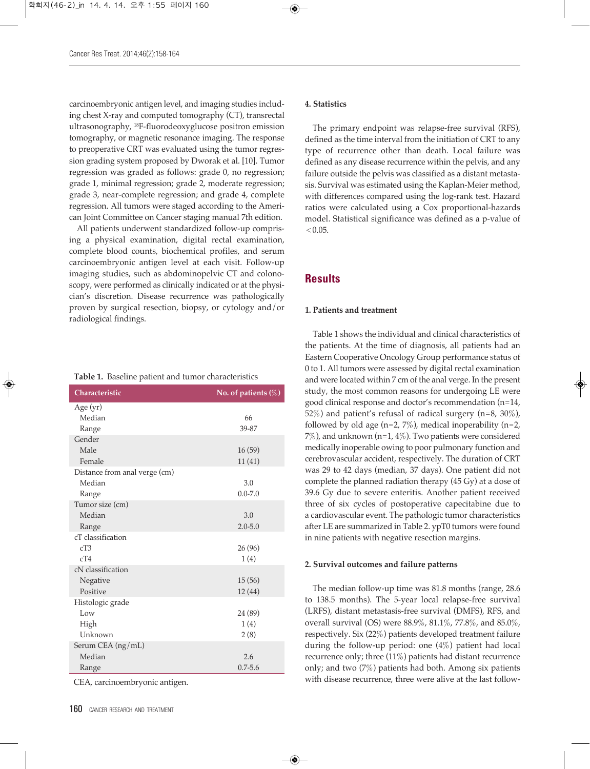carcinoembryonic antigen level, and imaging studies including chest X-ray and computed tomography (CT), transrectal ultrasonography, [18]F-fluorodeoxyglucose positron emission tomography, or magnetic resonance imaging. The response to preoperative CRT was evaluated using the tumor regression grading system proposed by Dworak et al. [10]. Tumor regression was graded as follows: grade 0, no regression; grade 1, minimal regression; grade 2, moderate regression; grade 3, near-complete regression; and grade 4, complete regression. All tumors were staged according to the American Joint Committee on Cancer staging manual 7th edition.

All patients underwent standardized follow-up comprising a physical examination, digital rectal examination, complete blood counts, biochemical profiles, and serum carcinoembryonic antigen level at each visit. Follow-up imaging studies, such as abdominopelvic CT and colonoscopy, were performed as clinically indicated or at the physician's discretion. Disease recurrence was pathologically proven by surgical resection, biopsy, or cytology and/or radiological findings.

**Table 1.** Baseline patient and tumor characteristics

| Characteristic | No. of patients (%) |
|---|---|
| Age (yr) | |
| Median | 66 |
| Range | 39-87 |
| Gender | |
| Male | 16 (59) |
| Female | 11 (41) |
| Distance from anal verge (cm) | |
| Median | 3.0 |
| Range | 0.0-7.0 |
| Tumor size (cm) | |
| Median | 3.0 |
| Range | 2.0-5.0 |
| cT classification | |
| cT3 | 26 (96) |
| cT4 | 1 (4) |
| cN classification | |
| Negative | 15 (56) |
| Positive | 12 (44) |
| Histologic grade | |
| Low | 24 (89) |
| High | 1 (4) |
| Unknown | 2 (8) |
| Serum CEA (ng/mL) | |
| Median | 2.6 |
| Range | 0.7-5.6 |

CEA, carcinoembryonic antigen.

### 4. Statistics

The primary endpoint was relapse-free survival (RFS), defined as the time interval from the initiation of CRT to any type of recurrence other than death. Local failure was defined as any disease recurrence within the pelvis, and any failure outside the pelvis was classified as a distant metastasis. Survival was estimated using the Kaplan-Meier method, with differences compared using the log-rank test. Hazard ratios were calculated using a Cox proportional-hazards model. Statistical significance was defined as a p-value of $<0.05$.

## Results

### 1. Patients and treatment

Table 1 shows the individual and clinical characteristics of the patients. At the time of diagnosis, all patients had an Eastern Cooperative Oncology Group performance status of 0 to 1. All tumors were assessed by digital rectal examination and were located within 7 cm of the anal verge. In the present study, the most common reasons for undergoing LE were good clinical response and doctor's recommendation (n=14, 52%) and patient's refusal of radical surgery (n=8, 30%), followed by old age (n=2, 7%), medical inoperability (n=2, 7%), and unknown (n=1, 4%). Two patients were considered medically inoperable owing to poor pulmonary function and cerebrovascular accident, respectively. The duration of CRT was 29 to 42 days (median, 37 days). One patient did not complete the planned radiation therapy (45 Gy) at a dose of 39.6 Gy due to severe enteritis. Another patient received three of six cycles of postoperative capecitabine due to a cardiovascular event. The pathologic tumor characteristics after LE are summarized in Table 2. ypT0 tumors were found in nine patients with negative resection margins.

### 2. Survival outcomes and failure patterns

The median follow-up time was 81.8 months (range, 28.6 to 138.5 months). The 5-year local relapse-free survival (LRFS), distant metastasis-free survival (DMFS), RFS, and overall survival (OS) were 88.9%, 81.1%, 77.8%, and 85.0%, respectively. Six (22%) patients developed treatment failure during the follow-up period: one (4%) patient had local recurrence only; three (11%) patients had distant recurrence only; and two (7%) patients had both. Among six patients with disease recurrence, three were alive at the last follow-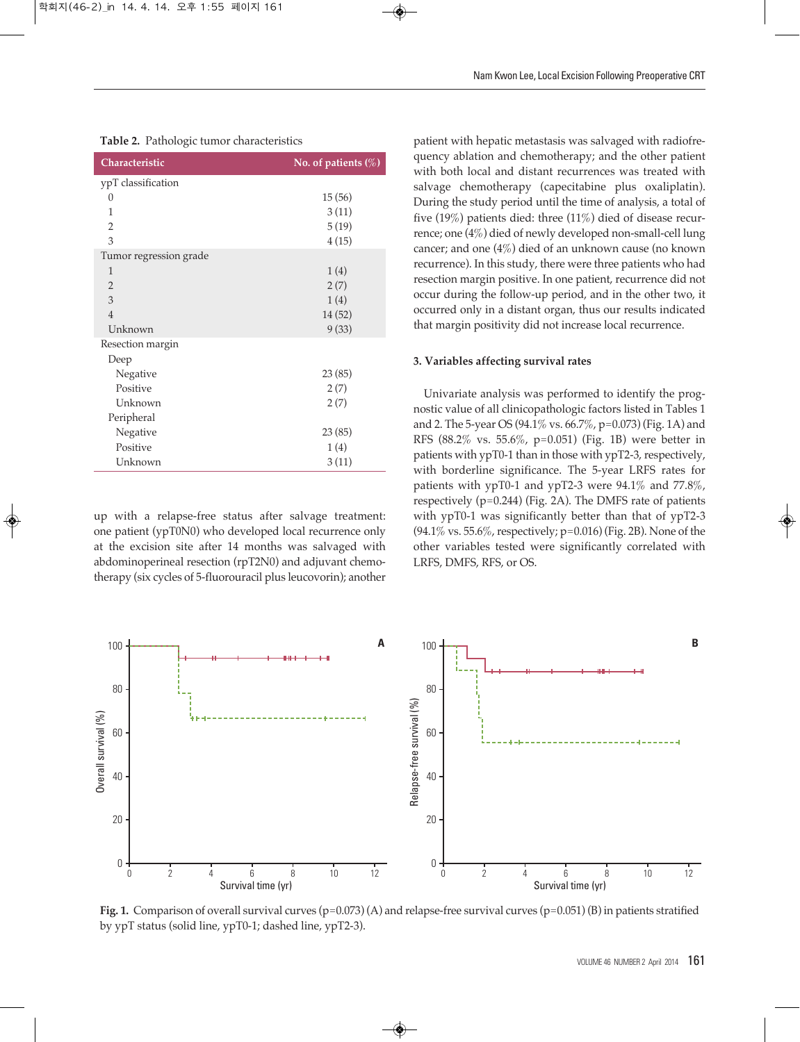**Table 2.** Pathologic tumor characteristics

| Characteristic | No. of patients (%) |
|---|---|
| ypT classification | |
| 0 | 15 (56) |
| 1 | 3 (11) |
| 2 | 5 (19) |
| 3 | 4 (15) |
| Tumor regression grade | |
| 1 | 1 (4) |
| 2 | 2 (7) |
| 3 | 1 (4) |
| 4 | 14 (52) |
| Unknown | 9 (33) |
| Resection margin | |
| Deep | |
| Negative | 23 (85) |
| Positive | 2 (7) |
| Unknown | 2 (7) |
| Peripheral | |
| Negative | 23 (85) |
| Positive | 1 (4) |
| Unknown | 3 (11) |

up with a relapse-free status after salvage treatment: one patient (ypT0N0) who developed local recurrence only at the excision site after 14 months was salvaged with abdominoperineal resection (rpT2N0) and adjuvant chemotherapy (six cycles of 5-fluorouracil plus leucovorin); another patient with hepatic metastasis was salvaged with radiofrequency ablation and chemotherapy; and the other patient with both local and distant recurrences was treated with salvage chemotherapy (capecitabine plus oxaliplatin). During the study period until the time of analysis, a total of five (19%) patients died: three (11%) died of disease recurrence; one (4%) died of newly developed non-small-cell lung cancer; and one (4%) died of an unknown cause (no known recurrence). In this study, there were three patients who had resection margin positive. In one patient, recurrence did not occur during the follow-up period, and in the other two, it occurred only in a distant organ, thus our results indicated that margin positivity did not increase local recurrence.

### 3. Variables affecting survival rates

Univariate analysis was performed to identify the prognostic value of all clinicopathologic factors listed in Tables 1 and 2. The 5-year OS (94.1% vs. 66.7%, p=0.073) (Fig. 1A) and RFS (88.2% vs. 55.6%, p=0.051) (Fig. 1B) were better in patients with ypT0-1 than in those with ypT2-3, respectively, with borderline significance. The 5-year LRFS rates for patients with ypT0-1 and ypT2-3 were 94.1% and 77.8%, respectively (p=0.244) (Fig. 2A). The DMFS rate of patients with ypT0-1 was significantly better than that of ypT2-3 (94.1% vs. 55.6%, respectively; p=0.016) (Fig. 2B). None of the other variables tested were significantly correlated with LRFS, DMFS, RFS, or OS.

**Fig. 1.** Comparison of overall survival curves (p=0.073) (A) and relapse-free survival curves (p=0.051) (B) in patients stratified by ypT status (solid line, ypT0-1; dashed line, ypT2-3).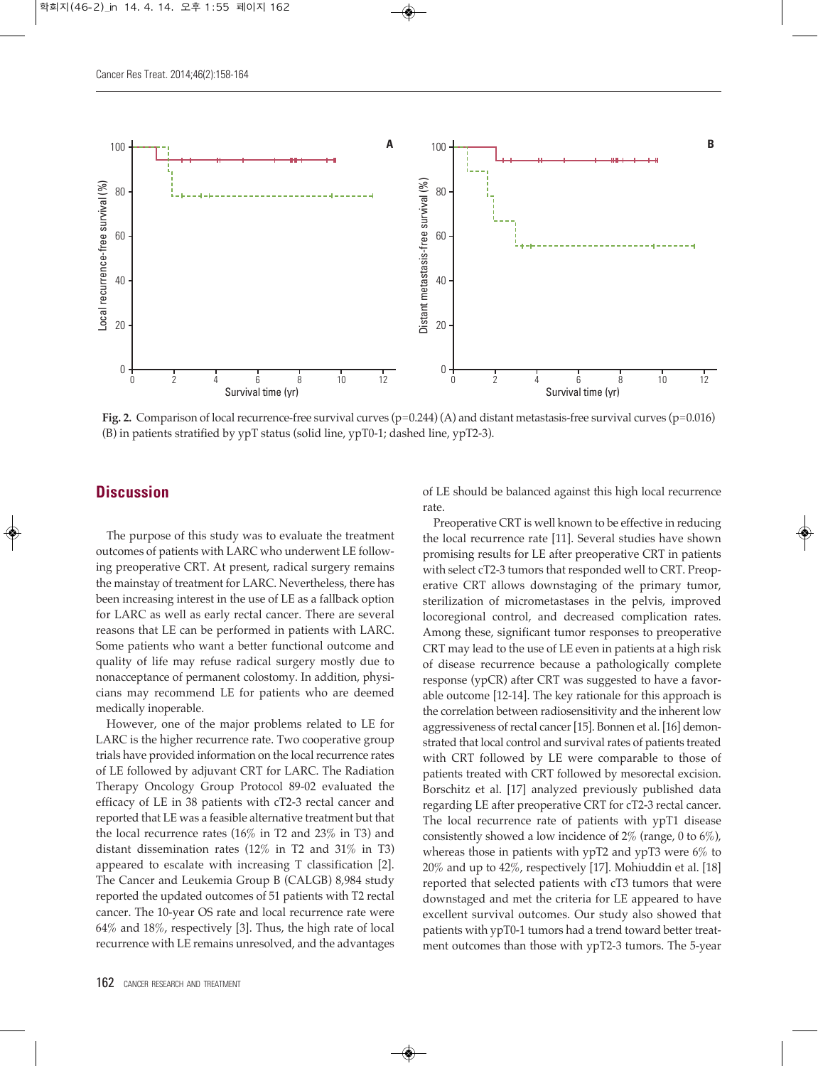Fig. 2. Comparison of local recurrence-free survival curves (p=0.244) (A) and distant metastasis-free survival curves (p=0.016) (B) in patients stratified by ypT status (solid line, ypT0-1; dashed line, ypT2-3).

## Discussion

The purpose of this study was to evaluate the treatment outcomes of patients with LARC who underwent LE following preoperative CRT. At present, radical surgery remains the mainstay of treatment for LARC. Nevertheless, there has been increasing interest in the use of LE as a fallback option for LARC as well as early rectal cancer. There are several reasons that LE can be performed in patients with LARC. Some patients who want a better functional outcome and quality of life may refuse radical surgery mostly due to nonacceptance of permanent colostomy. In addition, physicians may recommend LE for patients who are deemed medically inoperable.

However, one of the major problems related to LE for LARC is the higher recurrence rate. Two cooperative group trials have provided information on the local recurrence rates of LE followed by adjuvant CRT for LARC. The Radiation Therapy Oncology Group Protocol 89-02 evaluated the efficacy of LE in 38 patients with cT2-3 rectal cancer and reported that LE was a feasible alternative treatment but that the local recurrence rates (16% in T2 and 23% in T3) and distant dissemination rates (12% in T2 and 31% in T3) appeared to escalate with increasing T classification [2]. The Cancer and Leukemia Group B (CALGB) 8,984 study reported the updated outcomes of 51 patients with T2 rectal cancer. The 10-year OS rate and local recurrence rate were 64% and 18%, respectively [3]. Thus, the high rate of local recurrence with LE remains unresolved, and the advantages of LE should be balanced against this high local recurrence rate.

Preoperative CRT is well known to be effective in reducing the local recurrence rate [11]. Several studies have shown promising results for LE after preoperative CRT in patients with select cT2-3 tumors that responded well to CRT. Preoperative CRT allows downstaging of the primary tumor, sterilization of micrometastases in the pelvis, improved locoregional control, and decreased complication rates. Among these, significant tumor responses to preoperative CRT may lead to the use of LE even in patients at a high risk of disease recurrence because a pathologically complete response (ypCR) after CRT was suggested to have a favorable outcome [12-14]. The key rationale for this approach is the correlation between radiosensitivity and the inherent low aggressiveness of rectal cancer [15]. Bonnen et al. [16] demonstrated that local control and survival rates of patients treated with CRT followed by LE were comparable to those of patients treated with CRT followed by mesorectal excision. Borschitz et al. [17] analyzed previously published data regarding LE after preoperative CRT for cT2-3 rectal cancer. The local recurrence rate of patients with ypT1 disease consistently showed a low incidence of 2% (range, 0 to 6%), whereas those in patients with ypT2 and ypT3 were 6% to 20% and up to 42%, respectively [17]. Mohiuddin et al. [18] reported that selected patients with cT3 tumors that were downstaged and met the criteria for LE appeared to have excellent survival outcomes. Our study also showed that patients with ypT0-1 tumors had a trend toward better treatment outcomes than those with ypT2-3 tumors. The 5-year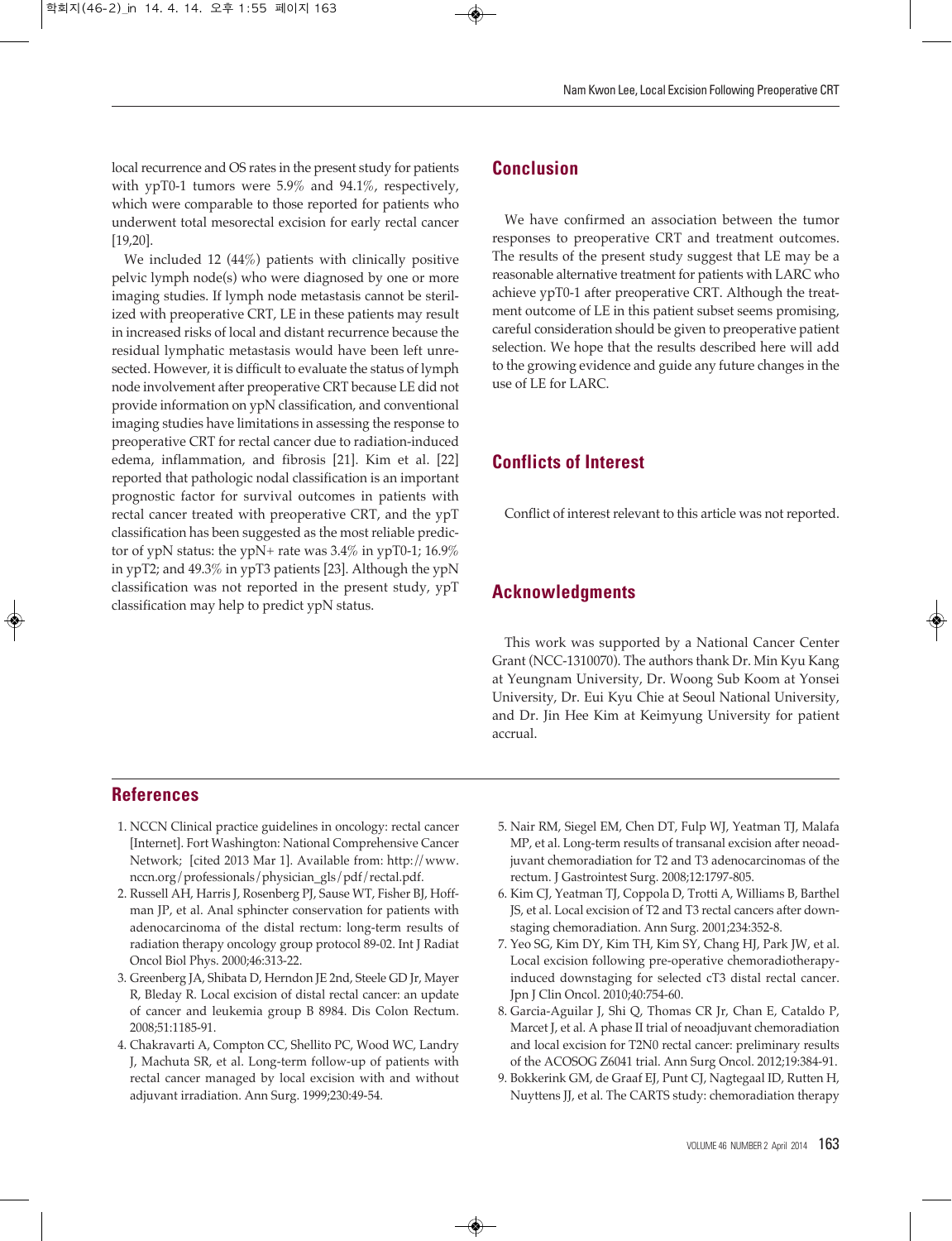local recurrence and OS rates in the present study for patients with ypT0-1 tumors were 5.9% and 94.1%, respectively, which were comparable to those reported for patients who underwent total mesorectal excision for early rectal cancer [19,20].

We included 12 (44%) patients with clinically positive pelvic lymph node(s) who were diagnosed by one or more imaging studies. If lymph node metastasis cannot be sterilized with preoperative CRT, LE in these patients may result in increased risks of local and distant recurrence because the residual lymphatic metastasis would have been left unresected. However, it is difficult to evaluate the status of lymph node involvement after preoperative CRT because LE did not provide information on ypN classification, and conventional imaging studies have limitations in assessing the response to preoperative CRT for rectal cancer due to radiation-induced edema, inflammation, and fibrosis [21]. Kim et al. [22] reported that pathologic nodal classification is an important prognostic factor for survival outcomes in patients with rectal cancer treated with preoperative CRT, and the ypT classification has been suggested as the most reliable predictor of ypN status: the ypN+ rate was 3.4% in ypT0-1; 16.9% in ypT2; and 49.3% in ypT3 patients [23]. Although the ypN classification was not reported in the present study, ypT classification may help to predict ypN status.

## Conclusion

We have confirmed an association between the tumor responses to preoperative CRT and treatment outcomes. The results of the present study suggest that LE may be a reasonable alternative treatment for patients with LARC who achieve ypT0-1 after preoperative CRT. Although the treatment outcome of LE in this patient subset seems promising, careful consideration should be given to preoperative patient selection. We hope that the results described here will add to the growing evidence and guide any future changes in the use of LE for LARC.

## Conflicts of Interest

Conflict of interest relevant to this article was not reported.

## Acknowledgments

This work was supported by a National Cancer Center Grant (NCC-1310070). The authors thank Dr. Min Kyu Kang at Yeungnam University, Dr. Woong Sub Koom at Yonsei University, Dr. Eui Kyu Chie at Seoul National University, and Dr. Jin Hee Kim at Keimyung University for patient accrual.

## References

1. NCCN Clinical practice guidelines in oncology: rectal cancer [Internet]. Fort Washington: National Comprehensive Cancer Network; [cited 2013 Mar 1]. Available from: http://www.nccn.org/professionals/physician_gls/pdf/rectal.pdf.
2. Russell AH, Harris J, Rosenberg PJ, Sause WT, Fisher BJ, Hoffman JP, et al. Anal sphincter conservation for patients with adenocarcinoma of the distal rectum: long-term results of radiation therapy oncology group protocol 89-02. Int J Radiat Oncol Biol Phys. 2000;46:313-22.
3. Greenberg JA, Shibata D, Herndon JE 2nd, Steele GD Jr, Mayer R, Bleday R. Local excision of distal rectal cancer: an update of cancer and leukemia group B 8984. Dis Colon Rectum. 2008;51:1185-91.
4. Chakravarti A, Compton CC, Shellito PC, Wood WC, Landry J, Machuta SR, et al. Long-term follow-up of patients with rectal cancer managed by local excision with and without adjuvant irradiation. Ann Surg. 1999;230:49-54.
5. Nair RM, Siegel EM, Chen DT, Fulp WJ, Yeatman TJ, Malafa MP, et al. Long-term results of transanal excision after neoadjuvant chemoradiation for T2 and T3 adenocarcinomas of the rectum. J Gastrointest Surg. 2008;12:1797-805.
6. Kim CJ, Yeatman TJ, Coppola D, Trotti A, Williams B, Barthel JS, et al. Local excision of T2 and T3 rectal cancers after downstaging chemoradiation. Ann Surg. 2001;234:352-8.
7. Yeo SG, Kim DY, Kim TH, Kim SY, Chang HJ, Park JW, et al. Local excision following pre-operative chemoradiotherapy-induced downstaging for selected cT3 distal rectal cancer. Jpn J Clin Oncol. 2010;40:754-60.
8. Garcia-Aguilar J, Shi Q, Thomas CR Jr, Chan E, Cataldo P, Marcet J, et al. A phase II trial of neoadjuvant chemoradiation and local excision for T2N0 rectal cancer: preliminary results of the ACOSOG Z6041 trial. Ann Surg Oncol. 2012;19:384-91.
9. Bokkerink GM, de Graaf EJ, Punt CJ, Nagtegaal ID, Rutten H, Nuyttens JJ, et al. The CARTS study: chemoradiation therapy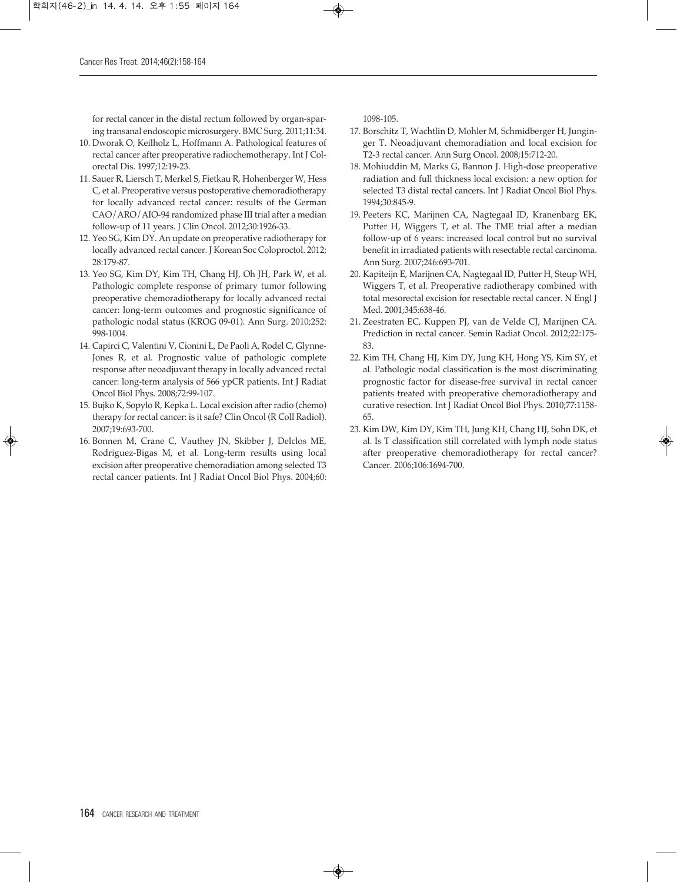for rectal cancer in the distal rectum followed by organ-sparing transanal endoscopic microsurgery. BMC Surg. 2011;11:34.

10. Dworak O, Keilholz L, Hoffmann A. Pathological features of rectal cancer after preoperative radiochemotherapy. Int J Colorectal Dis. 1997;12:19-23.
11. Sauer R, Liersch T, Merkel S, Fietkau R, Hohenberger W, Hess C, et al. Preoperative versus postoperative chemoradiotherapy for locally advanced rectal cancer: results of the German CAO/ARO/AIO-94 randomized phase III trial after a median follow-up of 11 years. J Clin Oncol. 2012;30:1926-33.
12. Yeo SG, Kim DY. An update on preoperative radiotherapy for locally advanced rectal cancer. J Korean Soc Coloproctol. 2012; 28:179-87.
13. Yeo SG, Kim DY, Kim TH, Chang HJ, Oh JH, Park W, et al. Pathologic complete response of primary tumor following preoperative chemoradiotherapy for locally advanced rectal cancer: long-term outcomes and prognostic significance of pathologic nodal status (KROG 09-01). Ann Surg. 2010;252: 998-1004.
14. Capirci C, Valentini V, Cionini L, De Paoli A, Rodel C, Glynne-Jones R, et al. Prognostic value of pathologic complete response after neoadjuvant therapy in locally advanced rectal cancer: long-term analysis of 566 ypCR patients. Int J Radiat Oncol Biol Phys. 2008;72:99-107.
15. Bujko K, Sopylo R, Kepka L. Local excision after radio (chemo) therapy for rectal cancer: is it safe? Clin Oncol (R Coll Radiol). 2007;19:693-700.
16. Bonnen M, Crane C, Vauthey JN, Skibber J, Delclos ME, Rodriguez-Bigas M, et al. Long-term results using local excision after preoperative chemoradiation among selected T3 rectal cancer patients. Int J Radiat Oncol Biol Phys. 2004;60: 1098-105.
17. Borschitz T, Wachtlin D, Mohler M, Schmidberger H, Junginger T. Neoadjuvant chemoradiation and local excision for T2-3 rectal cancer. Ann Surg Oncol. 2008;15:712-20.
18. Mohiuddin M, Marks G, Bannon J. High-dose preoperative radiation and full thickness local excision: a new option for selected T3 distal rectal cancers. Int J Radiat Oncol Biol Phys. 1994;30:845-9.
19. Peeters KC, Marijnen CA, Nagtegaal ID, Kranenbarg EK, Putter H, Wiggers T, et al. The TME trial after a median follow-up of 6 years: increased local control but no survival benefit in irradiated patients with resectable rectal carcinoma. Ann Surg. 2007;246:693-701.
20. Kapiteijn E, Marijnen CA, Nagtegaal ID, Putter H, Steup WH, Wiggers T, et al. Preoperative radiotherapy combined with total mesorectal excision for resectable rectal cancer. N Engl J Med. 2001;345:638-46.
21. Zeestraten EC, Kuppen PJ, van de Velde CJ, Marijnen CA. Prediction in rectal cancer. Semin Radiat Oncol. 2012;22:175-83.
22. Kim TH, Chang HJ, Kim DY, Jung KH, Hong YS, Kim SY, et al. Pathologic nodal classification is the most discriminating prognostic factor for disease-free survival in rectal cancer patients treated with preoperative chemoradiotherapy and curative resection. Int J Radiat Oncol Biol Phys. 2010;77:1158-65.
23. Kim DW, Kim DY, Kim TH, Jung KH, Chang HJ, Sohn DK, et al. Is T classification still correlated with lymph node status after preoperative chemoradiotherapy for rectal cancer? Cancer. 2006;106:1694-700.